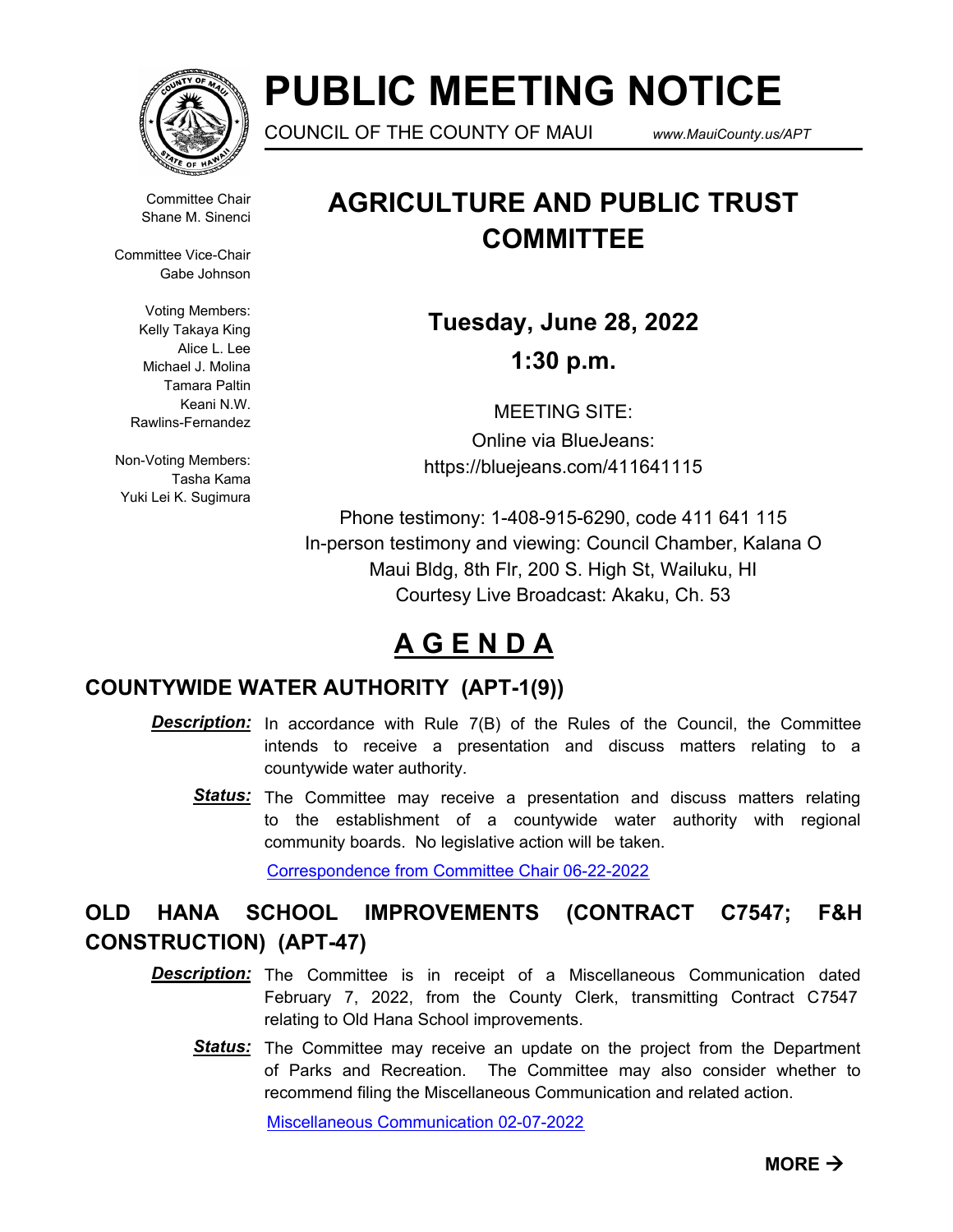# PUBLIC MEETING NOTICE

COUNCIL OF THE COUNTY OF MAUI www.MauiCounty.us/APT

Committee Chair
Shane M. Sinenci

Committee Vice-Chair
Gabe Johnson

Voting Members:
Kelly Takaya King
Alice L. Lee
Michael J. Molina
Tamara Paltin
Keani N.W. Rawlins-Fernandez

Non-Voting Members:
Tasha Kama
Yuki Lei K. Sugimura

## AGRICULTURE AND PUBLIC TRUST COMMITTEE

**Tuesday, June 28, 2022**

**1:30 p.m.**

MEETING SITE:
Online via BlueJeans:
https://bluejeans.com/411641115

Phone testimony: 1-408-915-6290, code 411 641 115
In-person testimony and viewing: Council Chamber, Kalana O Maui Bldg, 8th Flr, 200 S. High St, Wailuku, HI
Courtesy Live Broadcast: Akaku, Ch. 53

## A G E N D A

### COUNTYWIDE WATER AUTHORITY (APT-1(9))

***Description:*** In accordance with Rule 7(B) of the Rules of the Council, the Committee intends to receive a presentation and discuss matters relating to a countywide water authority.

***Status:*** The Committee may receive a presentation and discuss matters relating to the establishment of a countywide water authority with regional community boards. No legislative action will be taken.

Correspondence from Committee Chair 06-22-2022

### OLD HANA SCHOOL IMPROVEMENTS (CONTRACT C7547; F&H CONSTRUCTION) (APT-47)

***Description:*** The Committee is in receipt of a Miscellaneous Communication dated February 7, 2022, from the County Clerk, transmitting Contract C7547 relating to Old Hana School improvements.

***Status:*** The Committee may receive an update on the project from the Department of Parks and Recreation. The Committee may also consider whether to recommend filing the Miscellaneous Communication and related action.

Miscellaneous Communication 02-07-2022

**MORE →**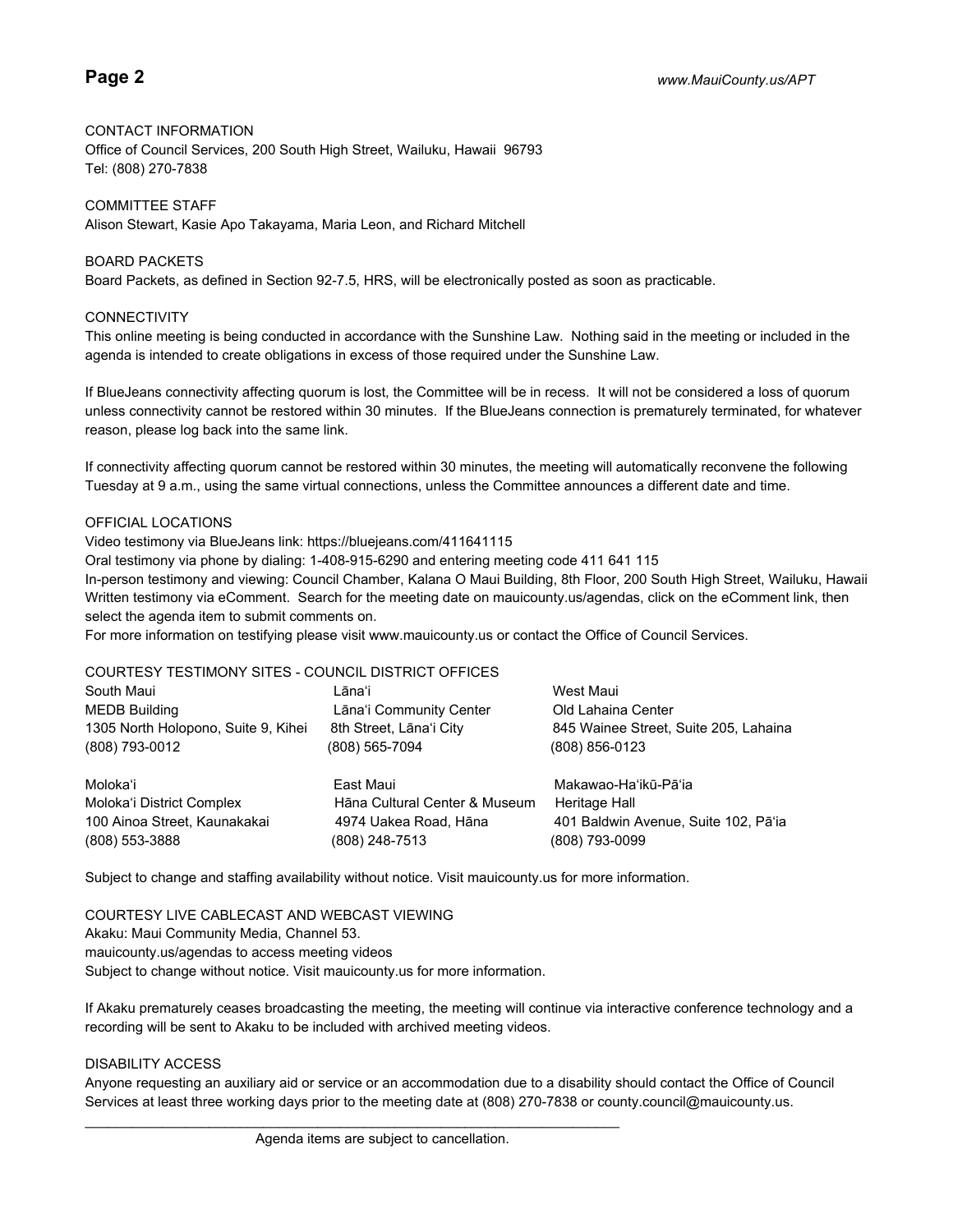CONTACT INFORMATION
Office of Council Services, 200 South High Street, Wailuku, Hawaii 96793
Tel: (808) 270-7838

COMMITTEE STAFF
Alison Stewart, Kasie Apo Takayama, Maria Leon, and Richard Mitchell

BOARD PACKETS
Board Packets, as defined in Section 92-7.5, HRS, will be electronically posted as soon as practicable.

CONNECTIVITY
This online meeting is being conducted in accordance with the Sunshine Law. Nothing said in the meeting or included in the agenda is intended to create obligations in excess of those required under the Sunshine Law.

If BlueJeans connectivity affecting quorum is lost, the Committee will be in recess. It will not be considered a loss of quorum unless connectivity cannot be restored within 30 minutes. If the BlueJeans connection is prematurely terminated, for whatever reason, please log back into the same link.

If connectivity affecting quorum cannot be restored within 30 minutes, the meeting will automatically reconvene the following Tuesday at 9 a.m., using the same virtual connections, unless the Committee announces a different date and time.

OFFICIAL LOCATIONS
Video testimony via BlueJeans link: https://bluejeans.com/411641115
Oral testimony via phone by dialing: 1-408-915-6290 and entering meeting code 411 641 115
In-person testimony and viewing: Council Chamber, Kalana O Maui Building, 8th Floor, 200 South High Street, Wailuku, Hawaii
Written testimony via eComment. Search for the meeting date on mauicounty.us/agendas, click on the eComment link, then select the agenda item to submit comments on.
For more information on testifying please visit www.mauicounty.us or contact the Office of Council Services.

COURTESY TESTIMONY SITES - COUNCIL DISTRICT OFFICES

| | | |
|---|---|---|
| South Maui<br>MEDB Building<br>1305 North Holopono, Suite 9, Kihei<br>(808) 793-0012 | Lānaʻi<br>Lānaʻi Community Center<br>8th Street, Lānaʻi City<br>(808) 565-7094 | West Maui<br>Old Lahaina Center<br>845 Wainee Street, Suite 205, Lahaina<br>(808) 856-0123 |
| Molokaʻi<br>Molokaʻi District Complex<br>100 Ainoa Street, Kaunakakai<br>(808) 553-3888 | East Maui<br>Hāna Cultural Center & Museum<br>4974 Uakea Road, Hāna<br>(808) 248-7513 | Makawao-Haʻikū-Pāʻia<br>Heritage Hall<br>401 Baldwin Avenue, Suite 102, Pāʻia<br>(808) 793-0099 |

Subject to change and staffing availability without notice. Visit mauicounty.us for more information.

COURTESY LIVE CABLECAST AND WEBCAST VIEWING
Akaku: Maui Community Media, Channel 53.
mauicounty.us/agendas to access meeting videos
Subject to change without notice. Visit mauicounty.us for more information.

If Akaku prematurely ceases broadcasting the meeting, the meeting will continue via interactive conference technology and a recording will be sent to Akaku to be included with archived meeting videos.

DISABILITY ACCESS
Anyone requesting an auxiliary aid or service or an accommodation due to a disability should contact the Office of Council Services at least three working days prior to the meeting date at (808) 270-7838 or county.council@mauicounty.us.

---

Agenda items are subject to cancellation.